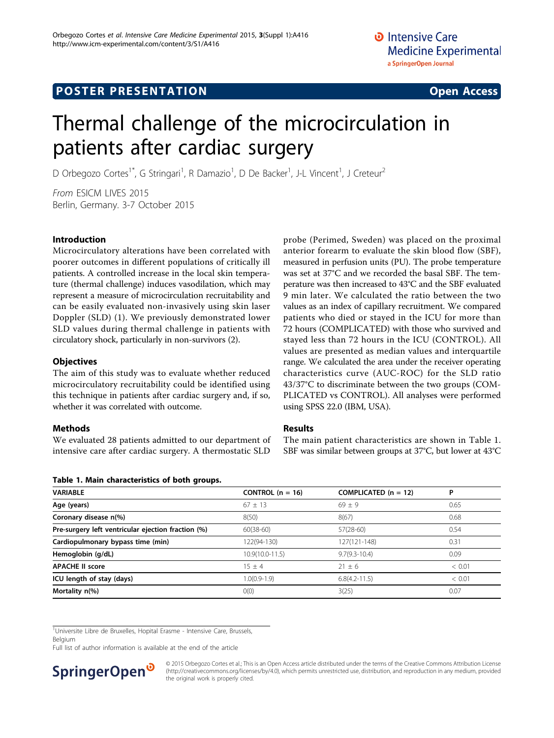POSTER PRESENTATION Open Access

# Thermal challenge of the microcirculation in patients after cardiac surgery

D Orbegozo Cortes[1*], G Stringari[1], R Damazio[1], D De Backer[1], J-L Vincent[1], J Creteur[2]

*From* ESICM LIVES 2015
Berlin, Germany. 3-7 October 2015

### Introduction

Microcirculatory alterations have been correlated with poorer outcomes in different populations of critically ill patients. A controlled increase in the local skin temperature (thermal challenge) induces vasodilation, which may represent a measure of microcirculation recruitability and can be easily evaluated non-invasively using skin laser Doppler (SLD) (1). We previously demonstrated lower SLD values during thermal challenge in patients with circulatory shock, particularly in non-survivors (2).

### Objectives

The aim of this study was to evaluate whether reduced microcirculatory recruitability could be identified using this technique in patients after cardiac surgery and, if so, whether it was correlated with outcome.

### Methods

We evaluated 28 patients admitted to our department of intensive care after cardiac surgery. A thermostatic SLD probe (Perimed, Sweden) was placed on the proximal anterior forearm to evaluate the skin blood flow (SBF), measured in perfusion units (PU). The probe temperature was set at 37°C and we recorded the basal SBF. The temperature was then increased to 43°C and the SBF evaluated 9 min later. We calculated the ratio between the two values as an index of capillary recruitment. We compared patients who died or stayed in the ICU for more than 72 hours (COMPLICATED) with those who survived and stayed less than 72 hours in the ICU (CONTROL). All values are presented as median values and interquartile range. We calculated the area under the receiver operating characteristics curve (AUC-ROC) for the SLD ratio 43/37°C to discriminate between the two groups (COMPLICATED vs CONTROL). All analyses were performed using SPSS 22.0 (IBM, USA).

### Results

The main patient characteristics are shown in Table 1. SBF was similar between groups at 37°C, but lower at 43°C

**Table 1. Main characteristics of both groups.**

| VARIABLE | CONTROL (n = 16) | COMPLICATED (n = 12) | P |
|---|---|---|---|
| Age (years) | 67 ± 13 | 69 ± 9 | 0.65 |
| Coronary disease n(%) | 8(50) | 8(67) | 0.68 |
| Pre-surgery left ventricular ejection fraction (%) | 60(38-60) | 57(28-60) | 0.54 |
| Cardiopulmonary bypass time (min) | 122(94-130) | 127(121-148) | 0.31 |
| Hemoglobin (g/dL) | 10.9(10.0-11.5) | 9.7(9.3-10.4) | 0.09 |
| APACHE II score | 15 ± 4 | 21 ± 6 | < 0.01 |
| ICU length of stay (days) | 1.0(0.9-1.9) | 6.8(4.2-11.5) | < 0.01 |
| Mortality n(%) | 0(0) | 3(25) | 0.07 |

[1]Universite Libre de Bruxelles, Hopital Erasme - Intensive Care, Brussels, Belgium
Full list of author information is available at the end of the article

© 2015 Orbegozo Cortes et al.; This is an Open Access article distributed under the terms of the Creative Commons Attribution License (http://creativecommons.org/licenses/by/4.0), which permits unrestricted use, distribution, and reproduction in any medium, provided the original work is properly cited.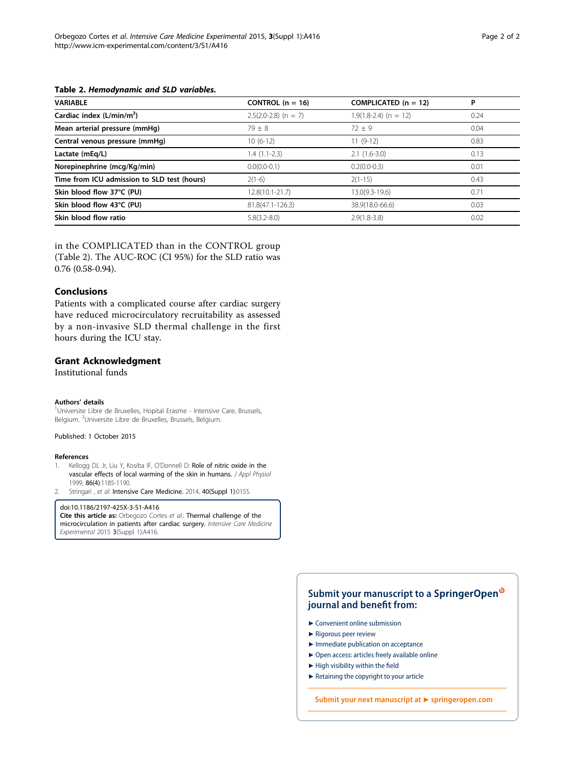**Table 2.** ***Hemodynamic and SLD variables.***

| VARIABLE | CONTROL (n = 16) | COMPLICATED (n = 12) | P |
|---|---|---|---|
| Cardiac index (L/min/m²) | 2.5(2.0-2.8) (n = 7) | 1.9(1.8-2.4) (n = 12) | 0.24 |
| Mean arterial pressure (mmHg) | 79 ± 8 | 72 ± 9 | 0.04 |
| Central venous pressure (mmHg) | 10 (6-12) | 11 (9-12) | 0.83 |
| Lactate (mEq/L) | 1.4 (1.1-2.3) | 2.1 (1.6-3.0) | 0.13 |
| Norepinephrine (mcg/Kg/min) | 0.0(0.0-0.1) | 0.2(0.0-0.3) | 0.01 |
| Time from ICU admission to SLD test (hours) | 2(1-6) | 2(1-15) | 0.43 |
| Skin blood flow 37°C (PU) | 12.8(10.1-21.7) | 13.0(9.3-19.6) | 0.71 |
| Skin blood flow 43°C (PU) | 81.8(47.1-126.3) | 38.9(18.0-66.6) | 0.03 |
| Skin blood flow ratio | 5.8(3.2-8.0) | 2.9(1.8-3.8) | 0.02 |

in the COMPLICATED than in the CONTROL group (Table 2). The AUC-ROC (CI 95%) for the SLD ratio was 0.76 (0.58-0.94).

## Conclusions

Patients with a complicated course after cardiac surgery have reduced microcirculatory recruitability as assessed by a non-invasive SLD thermal challenge in the first hours during the ICU stay.

## Grant Acknowledgment

Institutional funds

#### Authors' details

[1]Universite Libre de Bruxelles, Hopital Erasme - Intensive Care, Brussels, Belgium. [2]Universite Libre de Bruxelles, Brussels, Belgium.

Published: 1 October 2015

#### References

1. Kellogg DL Jr, Liu Y, Kosiba IF, O'Donnell D: **Role of nitric oxide in the vascular effects of local warming of the skin in humans.** *J Appl Physiol* 1999, **86(4)**:1185-1190.
2. Stringari , *et al*: **Intensive Care Medicine.** 2014, **40(Suppl 1)**:0155.

doi:10.1186/2197-425X-3-S1-A416
**Cite this article as:** Orbegozo Cortes *et al.*: Thermal challenge of the microcirculation in patients after cardiac surgery. *Intensive Care Medicine Experimental* 2015 **3**(Suppl 1):A416.

**Submit your manuscript to a SpringerOpen journal and benefit from:**

- ► Convenient online submission
- ► Rigorous peer review
- ► Immediate publication on acceptance
- ► Open access: articles freely available online
- ► High visibility within the field
- ► Retaining the copyright to your article

**Submit your next manuscript at ► springeropen.com**